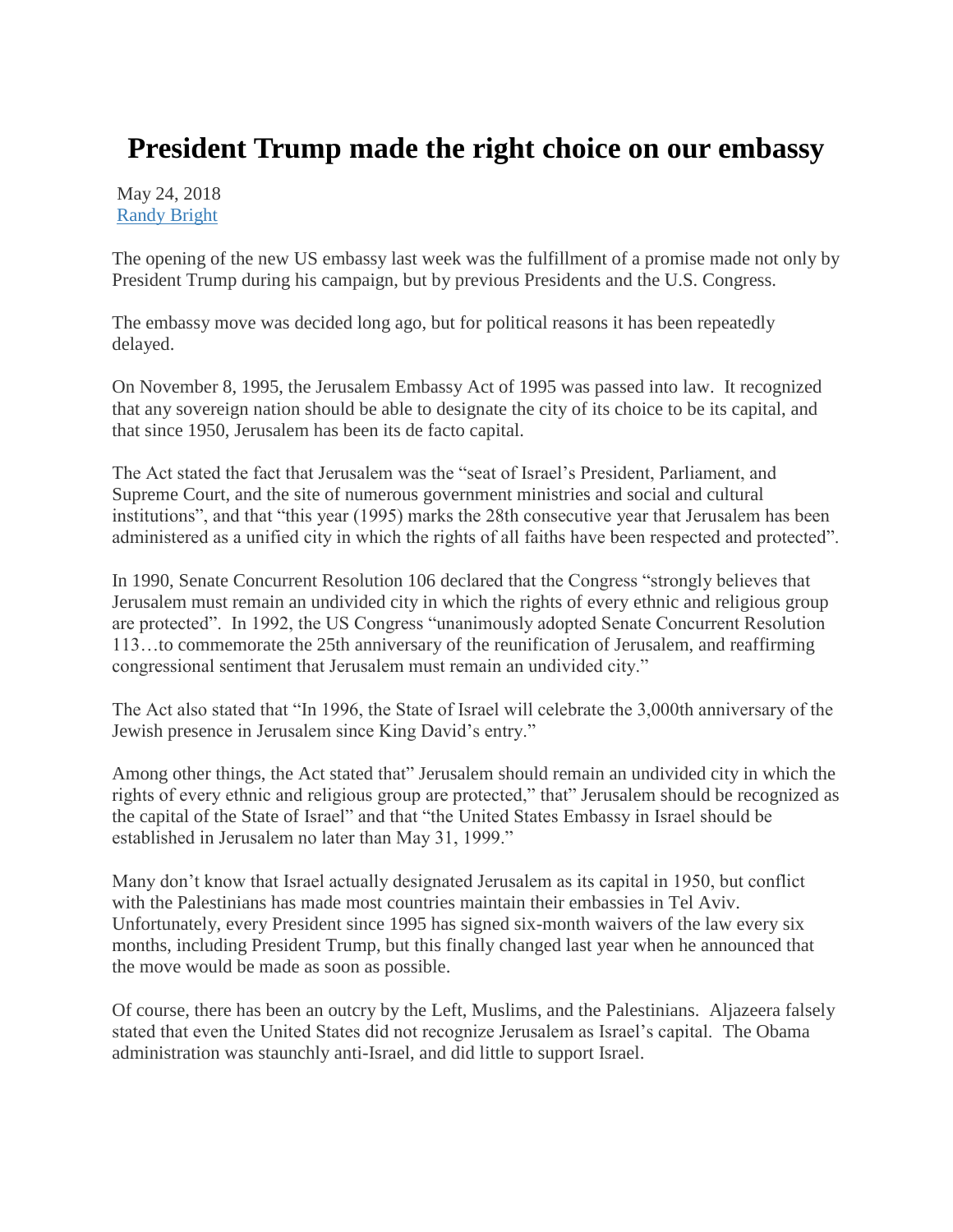# President Trump made the right choice on our embassy

May 24, 2018
[Randy Bright]

The opening of the new US embassy last week was the fulfillment of a promise made not only by President Trump during his campaign, but by previous Presidents and the U.S. Congress.

The embassy move was decided long ago, but for political reasons it has been repeatedly delayed.

On November 8, 1995, the Jerusalem Embassy Act of 1995 was passed into law. It recognized that any sovereign nation should be able to designate the city of its choice to be its capital, and that since 1950, Jerusalem has been its de facto capital.

The Act stated the fact that Jerusalem was the "seat of Israel's President, Parliament, and Supreme Court, and the site of numerous government ministries and social and cultural institutions", and that "this year (1995) marks the 28th consecutive year that Jerusalem has been administered as a unified city in which the rights of all faiths have been respected and protected".

In 1990, Senate Concurrent Resolution 106 declared that the Congress "strongly believes that Jerusalem must remain an undivided city in which the rights of every ethnic and religious group are protected". In 1992, the US Congress "unanimously adopted Senate Concurrent Resolution 113…to commemorate the 25th anniversary of the reunification of Jerusalem, and reaffirming congressional sentiment that Jerusalem must remain an undivided city."

The Act also stated that "In 1996, the State of Israel will celebrate the 3,000th anniversary of the Jewish presence in Jerusalem since King David's entry."

Among other things, the Act stated that" Jerusalem should remain an undivided city in which the rights of every ethnic and religious group are protected," that" Jerusalem should be recognized as the capital of the State of Israel" and that "the United States Embassy in Israel should be established in Jerusalem no later than May 31, 1999."

Many don't know that Israel actually designated Jerusalem as its capital in 1950, but conflict with the Palestinians has made most countries maintain their embassies in Tel Aviv. Unfortunately, every President since 1995 has signed six-month waivers of the law every six months, including President Trump, but this finally changed last year when he announced that the move would be made as soon as possible.

Of course, there has been an outcry by the Left, Muslims, and the Palestinians. Aljazeera falsely stated that even the United States did not recognize Jerusalem as Israel's capital. The Obama administration was staunchly anti-Israel, and did little to support Israel.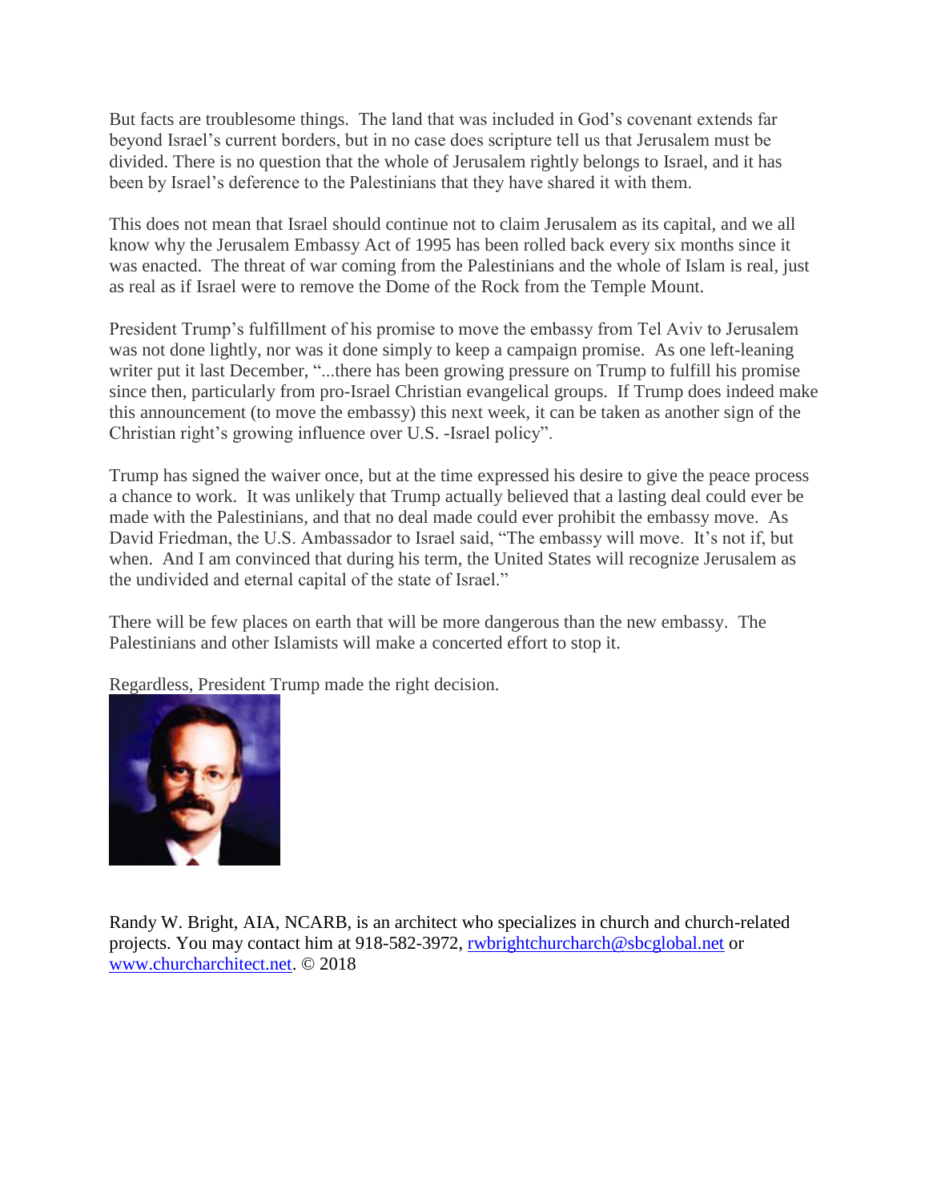But facts are troublesome things. The land that was included in God's covenant extends far beyond Israel's current borders, but in no case does scripture tell us that Jerusalem must be divided. There is no question that the whole of Jerusalem rightly belongs to Israel, and it has been by Israel's deference to the Palestinians that they have shared it with them.

This does not mean that Israel should continue not to claim Jerusalem as its capital, and we all know why the Jerusalem Embassy Act of 1995 has been rolled back every six months since it was enacted. The threat of war coming from the Palestinians and the whole of Islam is real, just as real as if Israel were to remove the Dome of the Rock from the Temple Mount.

President Trump's fulfillment of his promise to move the embassy from Tel Aviv to Jerusalem was not done lightly, nor was it done simply to keep a campaign promise. As one left-leaning writer put it last December, "...there has been growing pressure on Trump to fulfill his promise since then, particularly from pro-Israel Christian evangelical groups. If Trump does indeed make this announcement (to move the embassy) this next week, it can be taken as another sign of the Christian right's growing influence over U.S. -Israel policy".

Trump has signed the waiver once, but at the time expressed his desire to give the peace process a chance to work. It was unlikely that Trump actually believed that a lasting deal could ever be made with the Palestinians, and that no deal made could ever prohibit the embassy move. As David Friedman, the U.S. Ambassador to Israel said, "The embassy will move. It's not if, but when. And I am convinced that during his term, the United States will recognize Jerusalem as the undivided and eternal capital of the state of Israel."

There will be few places on earth that will be more dangerous than the new embassy. The Palestinians and other Islamists will make a concerted effort to stop it.

Regardless, President Trump made the right decision.

Randy W. Bright, AIA, NCARB, is an architect who specializes in church and church-related projects. You may contact him at 918-582-3972, rwbrightchurcharch@sbcglobal.net or www.churcharchitect.net. © 2018